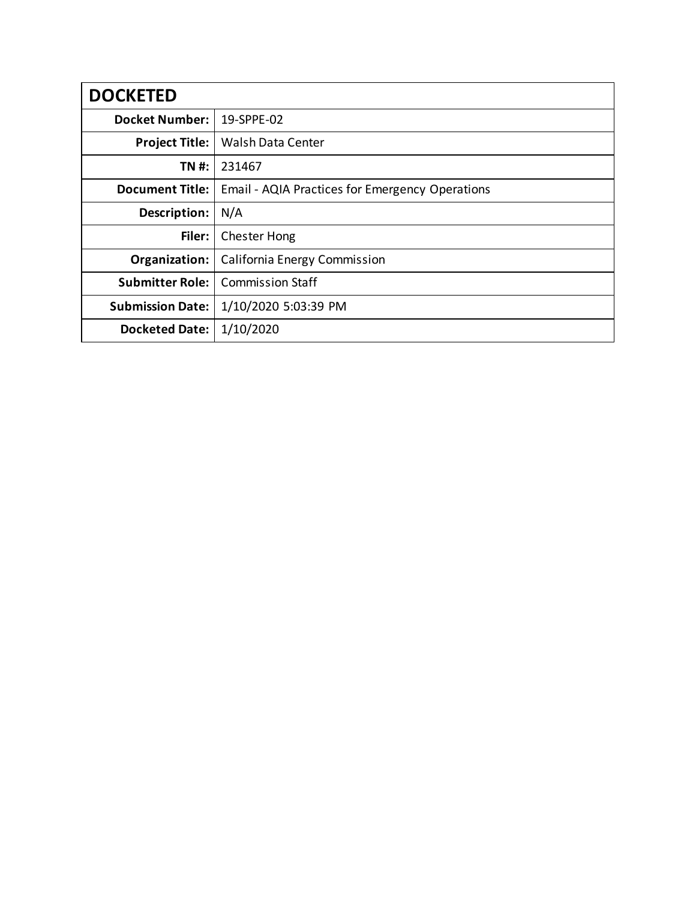| DOCKETED | |
|---|---|
| **Docket Number:** | 19-SPPE-02 |
| **Project Title:** | Walsh Data Center |
| **TN #:** | 231467 |
| **Document Title:** | Email - AQIA Practices for Emergency Operations |
| **Description:** | N/A |
| **Filer:** | Chester Hong |
| **Organization:** | California Energy Commission |
| **Submitter Role:** | Commission Staff |
| **Submission Date:** | 1/10/2020 5:03:39 PM |
| **Docketed Date:** | 1/10/2020 |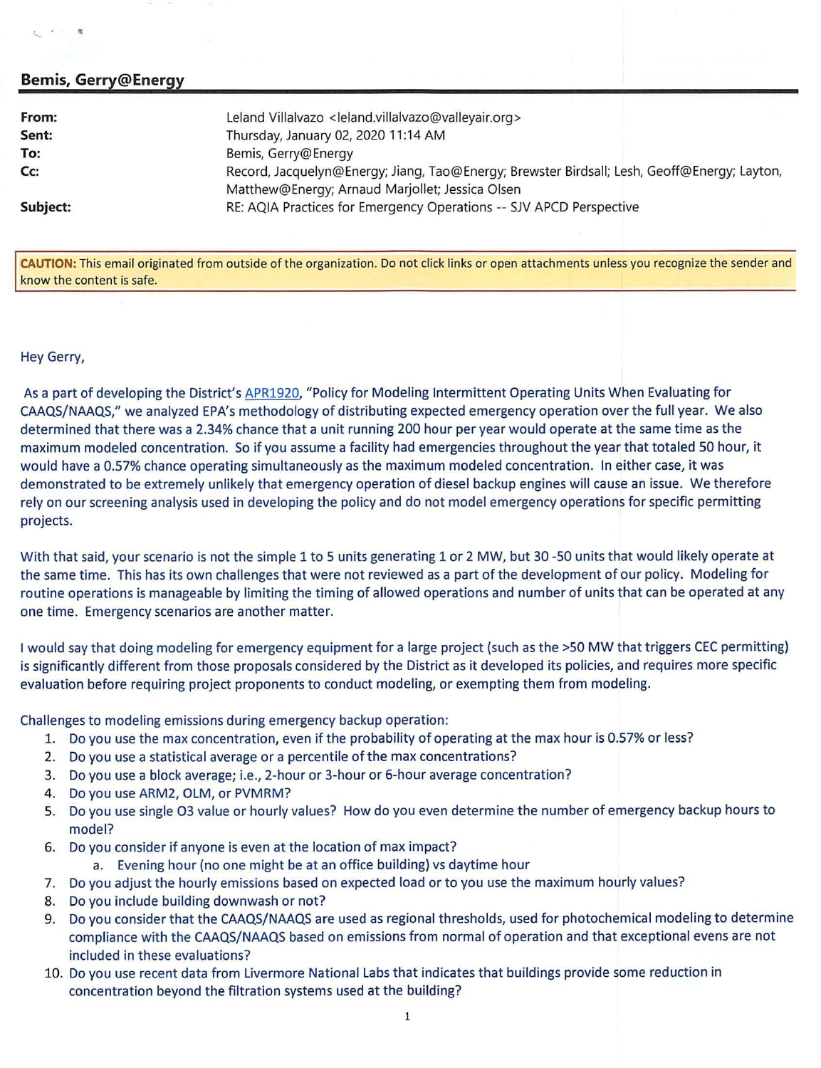## Bemis, Gerry@Energy

| | |
|---|---|
| **From:** | Leland Villalvazo <leland.villalvazo@valleyair.org> |
| **Sent:** | Thursday, January 02, 2020 11:14 AM |
| **To:** | Bemis, Gerry@Energy |
| **Cc:** | Record, Jacquelyn@Energy; Jiang, Tao@Energy; Brewster Birdsall; Lesh, Geoff@Energy; Layton, Matthew@Energy; Arnaud Marjollet; Jessica Olsen |
| **Subject:** | RE: AQIA Practices for Emergency Operations -- SJV APCD Perspective |

**CAUTION:** This email originated from outside of the organization. Do not click links or open attachments unless you recognize the sender and know the content is safe.

Hey Gerry,

As a part of developing the District's APR1920, "Policy for Modeling Intermittent Operating Units When Evaluating for CAAQS/NAAQS," we analyzed EPA's methodology of distributing expected emergency operation over the full year. We also determined that there was a 2.34% chance that a unit running 200 hour per year would operate at the same time as the maximum modeled concentration. So if you assume a facility had emergencies throughout the year that totaled 50 hour, it would have a 0.57% chance operating simultaneously as the maximum modeled concentration. In either case, it was demonstrated to be extremely unlikely that emergency operation of diesel backup engines will cause an issue. We therefore rely on our screening analysis used in developing the policy and do not model emergency operations for specific permitting projects.

With that said, your scenario is not the simple 1 to 5 units generating 1 or 2 MW, but 30 -50 units that would likely operate at the same time. This has its own challenges that were not reviewed as a part of the development of our policy. Modeling for routine operations is manageable by limiting the timing of allowed operations and number of units that can be operated at any one time. Emergency scenarios are another matter.

I would say that doing modeling for emergency equipment for a large project (such as the >50 MW that triggers CEC permitting) is significantly different from those proposals considered by the District as it developed its policies, and requires more specific evaluation before requiring project proponents to conduct modeling, or exempting them from modeling.

Challenges to modeling emissions during emergency backup operation:

1. Do you use the max concentration, even if the probability of operating at the max hour is 0.57% or less?
2. Do you use a statistical average or a percentile of the max concentrations?
3. Do you use a block average; i.e., 2-hour or 3-hour or 6-hour average concentration?
4. Do you use ARM2, OLM, or PVMRM?
5. Do you use single $O_3$ value or hourly values? How do you even determine the number of emergency backup hours to model?
6. Do you consider if anyone is even at the location of max impact?
   a. Evening hour (no one might be at an office building) vs daytime hour
7. Do you adjust the hourly emissions based on expected load or to you use the maximum hourly values?
8. Do you include building downwash or not?
9. Do you consider that the CAAQS/NAAQS are used as regional thresholds, used for photochemical modeling to determine compliance with the CAAQS/NAAQS based on emissions from normal of operation and that exceptional evens are not included in these evaluations?
10. Do you use recent data from Livermore National Labs that indicates that buildings provide some reduction in concentration beyond the filtration systems used at the building?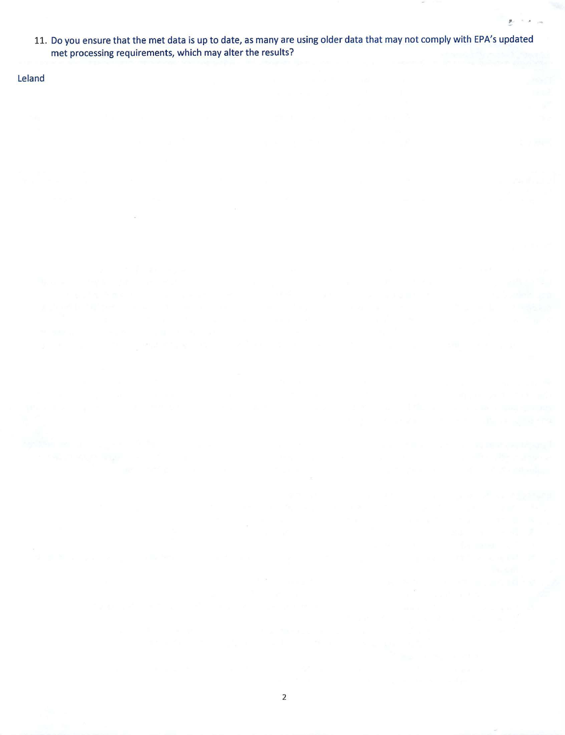11. Do you ensure that the met data is up to date, as many are using older data that may not comply with EPA's updated met processing requirements, which may alter the results?

Leland